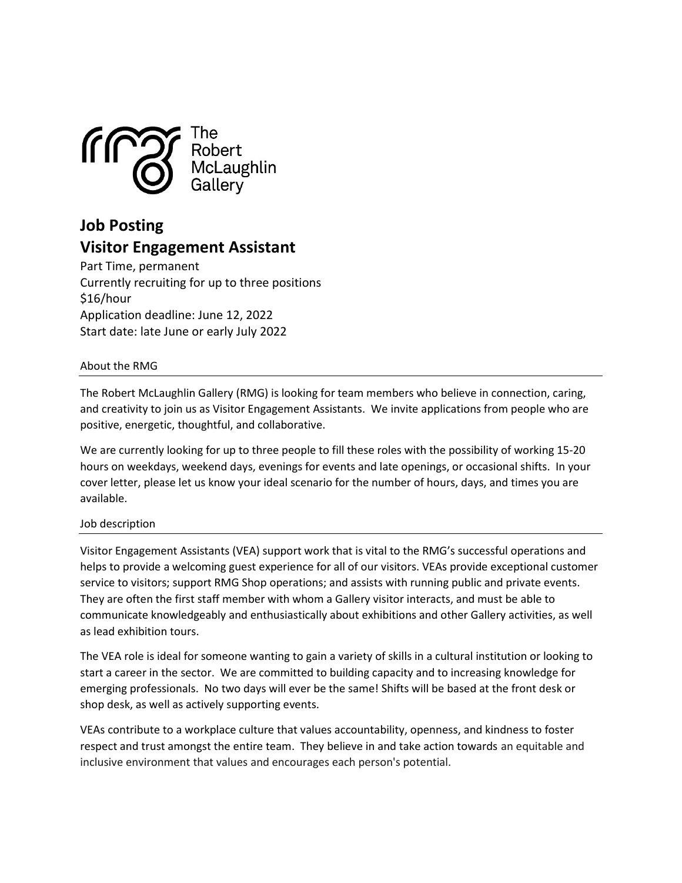The Robert McLaughlin Gallery

# Job Posting

## Visitor Engagement Assistant

Part Time, permanent
Currently recruiting for up to three positions
$16/hour
Application deadline: June 12, 2022
Start date: late June or early July 2022

### About the RMG

The Robert McLaughlin Gallery (RMG) is looking for team members who believe in connection, caring, and creativity to join us as Visitor Engagement Assistants. We invite applications from people who are positive, energetic, thoughtful, and collaborative.

We are currently looking for up to three people to fill these roles with the possibility of working 15-20 hours on weekdays, weekend days, evenings for events and late openings, or occasional shifts. In your cover letter, please let us know your ideal scenario for the number of hours, days, and times you are available.

### Job description

Visitor Engagement Assistants (VEA) support work that is vital to the RMG's successful operations and helps to provide a welcoming guest experience for all of our visitors. VEAs provide exceptional customer service to visitors; support RMG Shop operations; and assists with running public and private events. They are often the first staff member with whom a Gallery visitor interacts, and must be able to communicate knowledgeably and enthusiastically about exhibitions and other Gallery activities, as well as lead exhibition tours.

The VEA role is ideal for someone wanting to gain a variety of skills in a cultural institution or looking to start a career in the sector. We are committed to building capacity and to increasing knowledge for emerging professionals. No two days will ever be the same! Shifts will be based at the front desk or shop desk, as well as actively supporting events.

VEAs contribute to a workplace culture that values accountability, openness, and kindness to foster respect and trust amongst the entire team. They believe in and take action towards an equitable and inclusive environment that values and encourages each person's potential.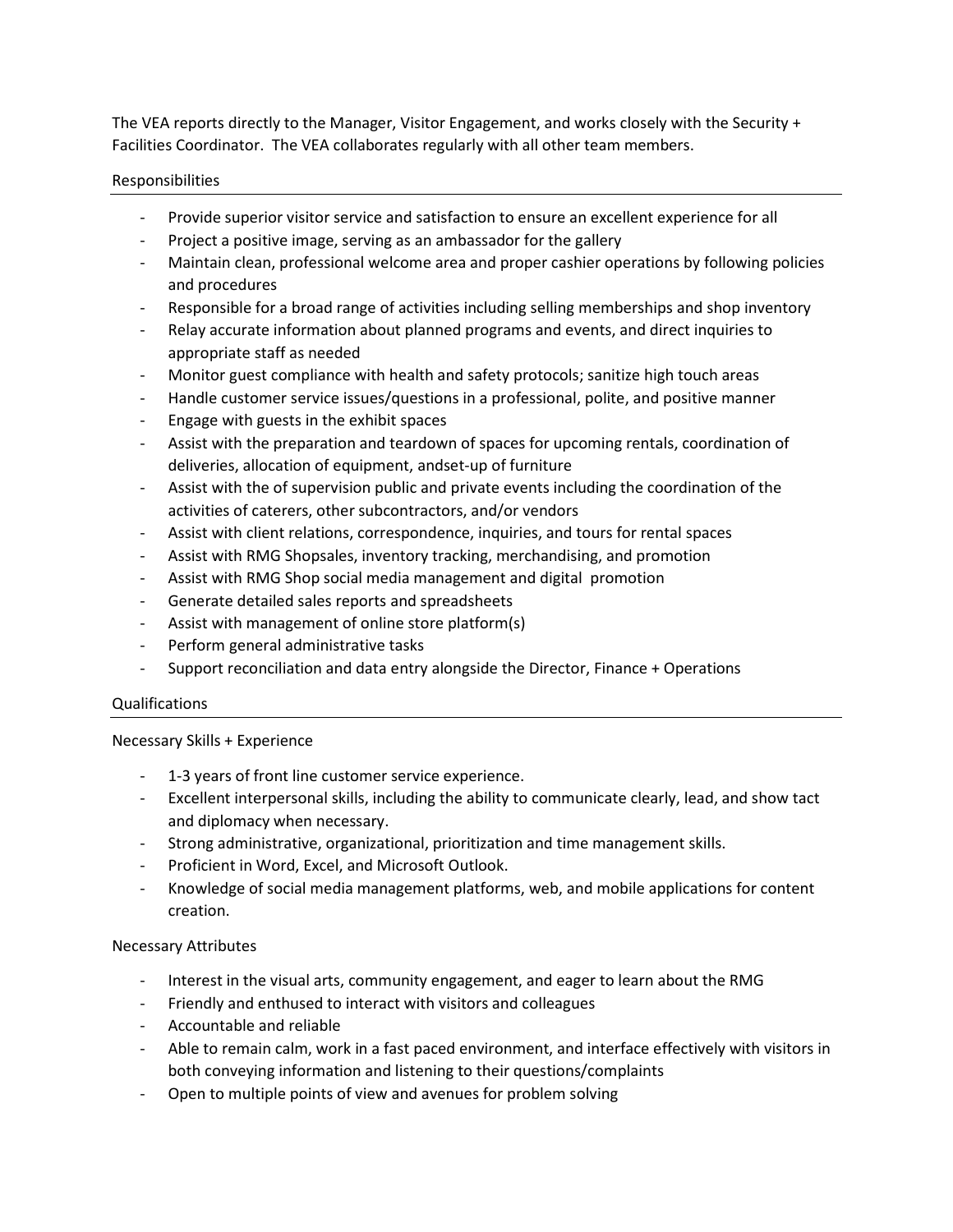The VEA reports directly to the Manager, Visitor Engagement, and works closely with the Security + Facilities Coordinator. The VEA collaborates regularly with all other team members.

## Responsibilities

- Provide superior visitor service and satisfaction to ensure an excellent experience for all
- Project a positive image, serving as an ambassador for the gallery
- Maintain clean, professional welcome area and proper cashier operations by following policies and procedures
- Responsible for a broad range of activities including selling memberships and shop inventory
- Relay accurate information about planned programs and events, and direct inquiries to appropriate staff as needed
- Monitor guest compliance with health and safety protocols; sanitize high touch areas
- Handle customer service issues/questions in a professional, polite, and positive manner
- Engage with guests in the exhibit spaces
- Assist with the preparation and teardown of spaces for upcoming rentals, coordination of deliveries, allocation of equipment, andset-up of furniture
- Assist with the of supervision public and private events including the coordination of the activities of caterers, other subcontractors, and/or vendors
- Assist with client relations, correspondence, inquiries, and tours for rental spaces
- Assist with RMG Shopsales, inventory tracking, merchandising, and promotion
- Assist with RMG Shop social media management and digital promotion
- Generate detailed sales reports and spreadsheets
- Assist with management of online store platform(s)
- Perform general administrative tasks
- Support reconciliation and data entry alongside the Director, Finance + Operations

## Qualifications

### Necessary Skills + Experience

- 1-3 years of front line customer service experience.
- Excellent interpersonal skills, including the ability to communicate clearly, lead, and show tact and diplomacy when necessary.
- Strong administrative, organizational, prioritization and time management skills.
- Proficient in Word, Excel, and Microsoft Outlook.
- Knowledge of social media management platforms, web, and mobile applications for content creation.

### Necessary Attributes

- Interest in the visual arts, community engagement, and eager to learn about the RMG
- Friendly and enthused to interact with visitors and colleagues
- Accountable and reliable
- Able to remain calm, work in a fast paced environment, and interface effectively with visitors in both conveying information and listening to their questions/complaints
- Open to multiple points of view and avenues for problem solving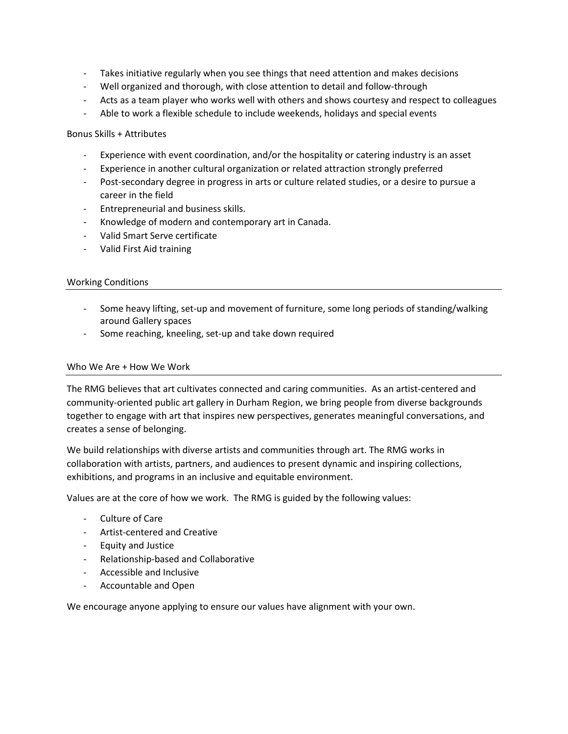- Takes initiative regularly when you see things that need attention and makes decisions
- Well organized and thorough, with close attention to detail and follow-through
- Acts as a team player who works well with others and shows courtesy and respect to colleagues
- Able to work a flexible schedule to include weekends, holidays and special events

Bonus Skills + Attributes

- Experience with event coordination, and/or the hospitality or catering industry is an asset
- Experience in another cultural organization or related attraction strongly preferred
- Post-secondary degree in progress in arts or culture related studies, or a desire to pursue a career in the field
- Entrepreneurial and business skills.
- Knowledge of modern and contemporary art in Canada.
- Valid Smart Serve certificate
- Valid First Aid training

## Working Conditions

- Some heavy lifting, set-up and movement of furniture, some long periods of standing/walking around Gallery spaces
- Some reaching, kneeling, set-up and take down required

## Who We Are + How We Work

The RMG believes that art cultivates connected and caring communities. As an artist-centered and community-oriented public art gallery in Durham Region, we bring people from diverse backgrounds together to engage with art that inspires new perspectives, generates meaningful conversations, and creates a sense of belonging.

We build relationships with diverse artists and communities through art. The RMG works in collaboration with artists, partners, and audiences to present dynamic and inspiring collections, exhibitions, and programs in an inclusive and equitable environment.

Values are at the core of how we work. The RMG is guided by the following values:

- Culture of Care
- Artist-centered and Creative
- Equity and Justice
- Relationship-based and Collaborative
- Accessible and Inclusive
- Accountable and Open

We encourage anyone applying to ensure our values have alignment with your own.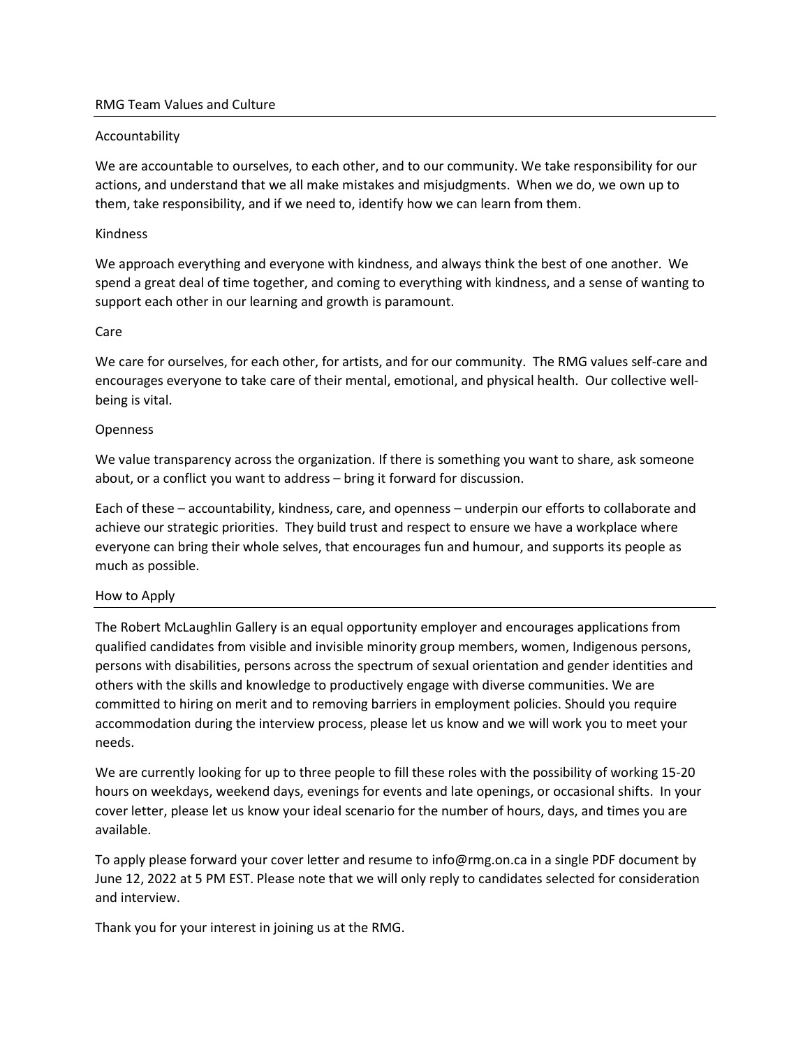## RMG Team Values and Culture

### Accountability

We are accountable to ourselves, to each other, and to our community. We take responsibility for our actions, and understand that we all make mistakes and misjudgments. When we do, we own up to them, take responsibility, and if we need to, identify how we can learn from them.

### Kindness

We approach everything and everyone with kindness, and always think the best of one another. We spend a great deal of time together, and coming to everything with kindness, and a sense of wanting to support each other in our learning and growth is paramount.

### Care

We care for ourselves, for each other, for artists, and for our community. The RMG values self-care and encourages everyone to take care of their mental, emotional, and physical health. Our collective well-being is vital.

### Openness

We value transparency across the organization. If there is something you want to share, ask someone about, or a conflict you want to address – bring it forward for discussion.

Each of these – accountability, kindness, care, and openness – underpin our efforts to collaborate and achieve our strategic priorities. They build trust and respect to ensure we have a workplace where everyone can bring their whole selves, that encourages fun and humour, and supports its people as much as possible.

## How to Apply

The Robert McLaughlin Gallery is an equal opportunity employer and encourages applications from qualified candidates from visible and invisible minority group members, women, Indigenous persons, persons with disabilities, persons across the spectrum of sexual orientation and gender identities and others with the skills and knowledge to productively engage with diverse communities. We are committed to hiring on merit and to removing barriers in employment policies. Should you require accommodation during the interview process, please let us know and we will work you to meet your needs.

We are currently looking for up to three people to fill these roles with the possibility of working 15-20 hours on weekdays, weekend days, evenings for events and late openings, or occasional shifts. In your cover letter, please let us know your ideal scenario for the number of hours, days, and times you are available.

To apply please forward your cover letter and resume to info@rmg.on.ca in a single PDF document by June 12, 2022 at 5 PM EST. Please note that we will only reply to candidates selected for consideration and interview.

Thank you for your interest in joining us at the RMG.